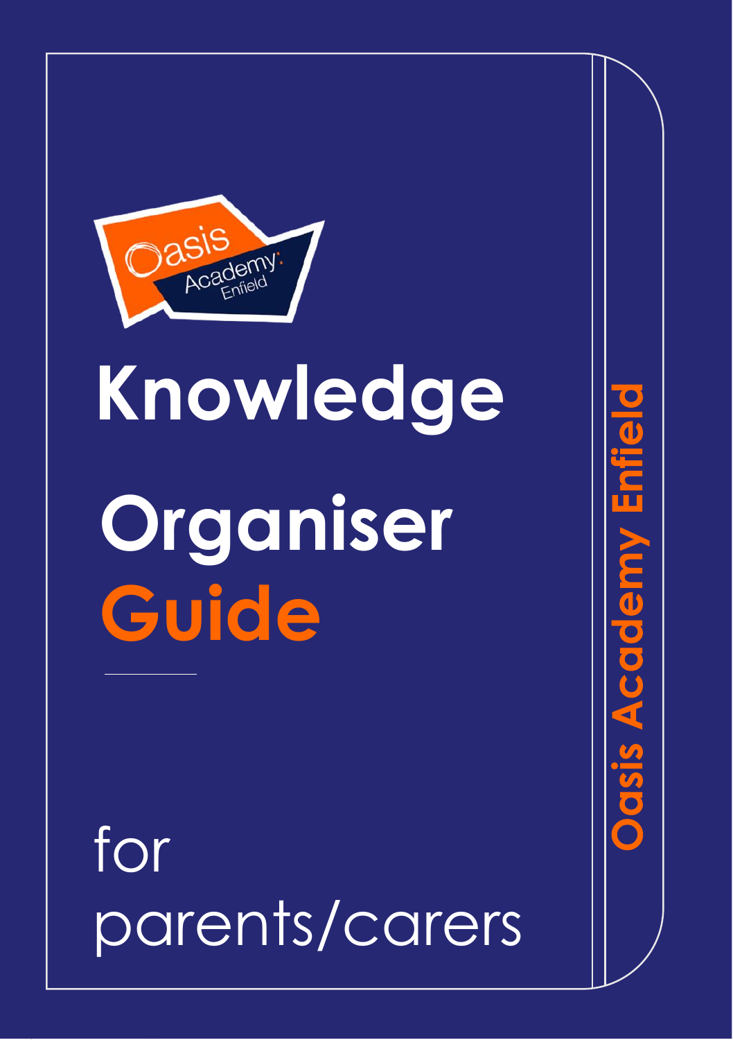Oasis Academy Enfield

# Knowledge Organiser Guide

for parents/carers

Oasis Academy Enfield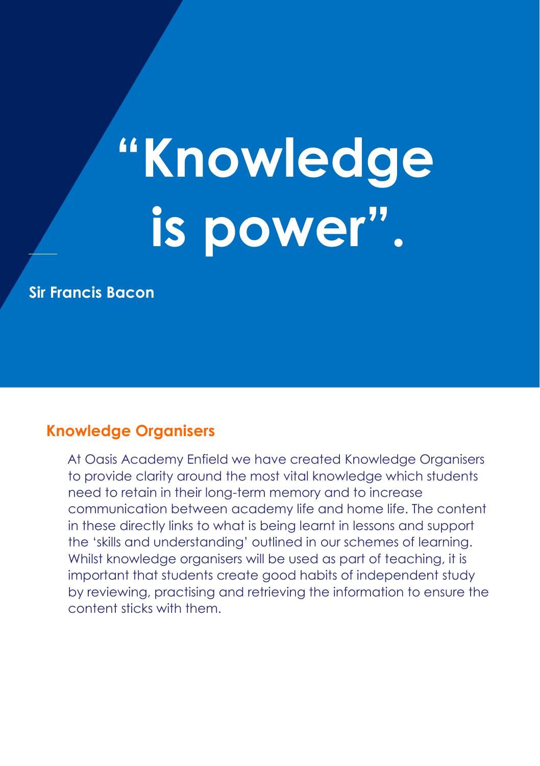# "Knowledge is power".

**Sir Francis Bacon**

## Knowledge Organisers

At Oasis Academy Enfield we have created Knowledge Organisers to provide clarity around the most vital knowledge which students need to retain in their long-term memory and to increase communication between academy life and home life. The content in these directly links to what is being learnt in lessons and support the 'skills and understanding' outlined in our schemes of learning. Whilst knowledge organisers will be used as part of teaching, it is important that students create good habits of independent study by reviewing, practising and retrieving the information to ensure the content sticks with them.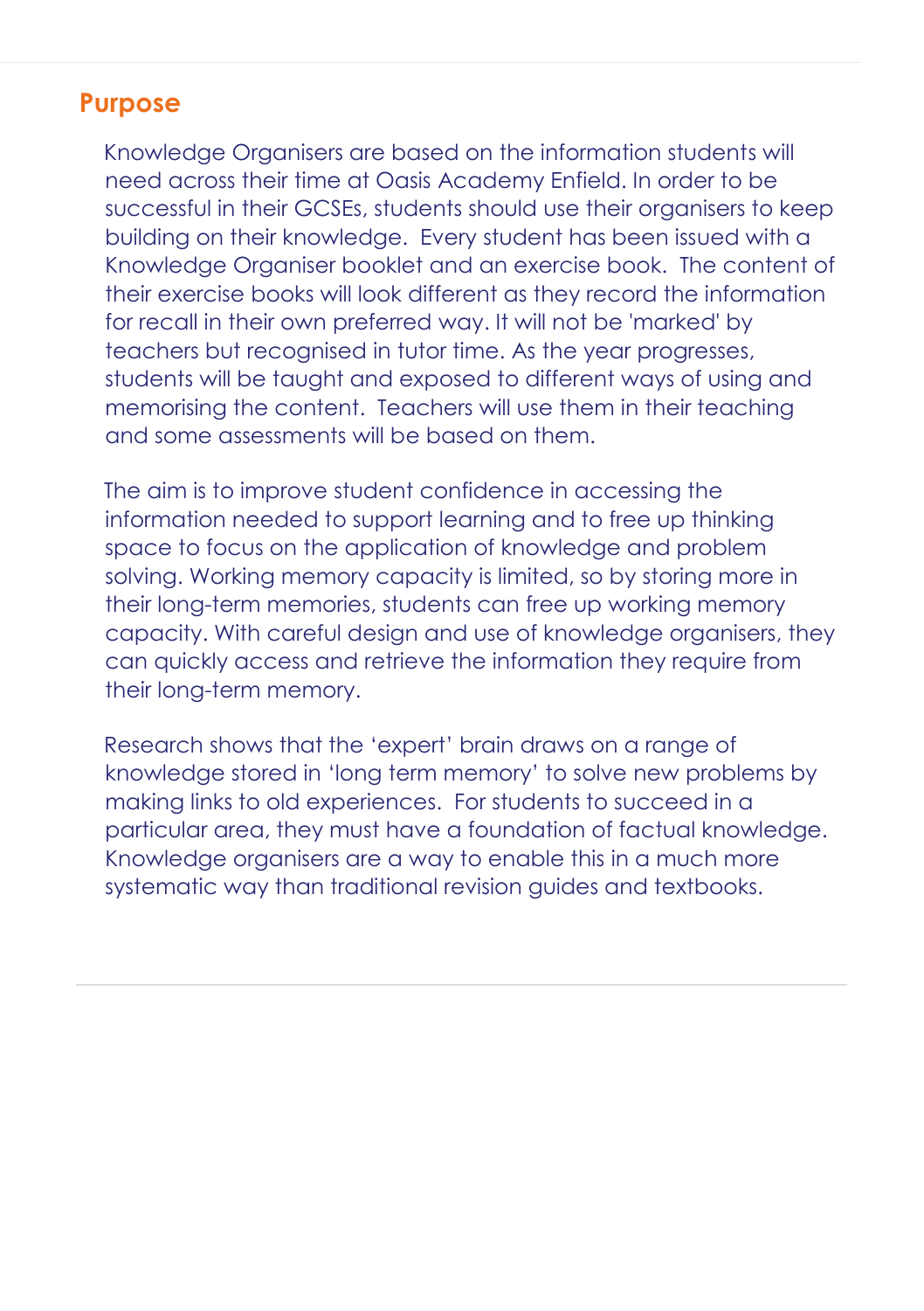## Purpose

Knowledge Organisers are based on the information students will need across their time at Oasis Academy Enfield. In order to be successful in their GCSEs, students should use their organisers to keep building on their knowledge. Every student has been issued with a Knowledge Organiser booklet and an exercise book. The content of their exercise books will look different as they record the information for recall in their own preferred way. It will not be 'marked' by teachers but recognised in tutor time. As the year progresses, students will be taught and exposed to different ways of using and memorising the content. Teachers will use them in their teaching and some assessments will be based on them.

The aim is to improve student confidence in accessing the information needed to support learning and to free up thinking space to focus on the application of knowledge and problem solving. Working memory capacity is limited, so by storing more in their long-term memories, students can free up working memory capacity. With careful design and use of knowledge organisers, they can quickly access and retrieve the information they require from their long-term memory.

Research shows that the 'expert' brain draws on a range of knowledge stored in 'long term memory' to solve new problems by making links to old experiences. For students to succeed in a particular area, they must have a foundation of factual knowledge. Knowledge organisers are a way to enable this in a much more systematic way than traditional revision guides and textbooks.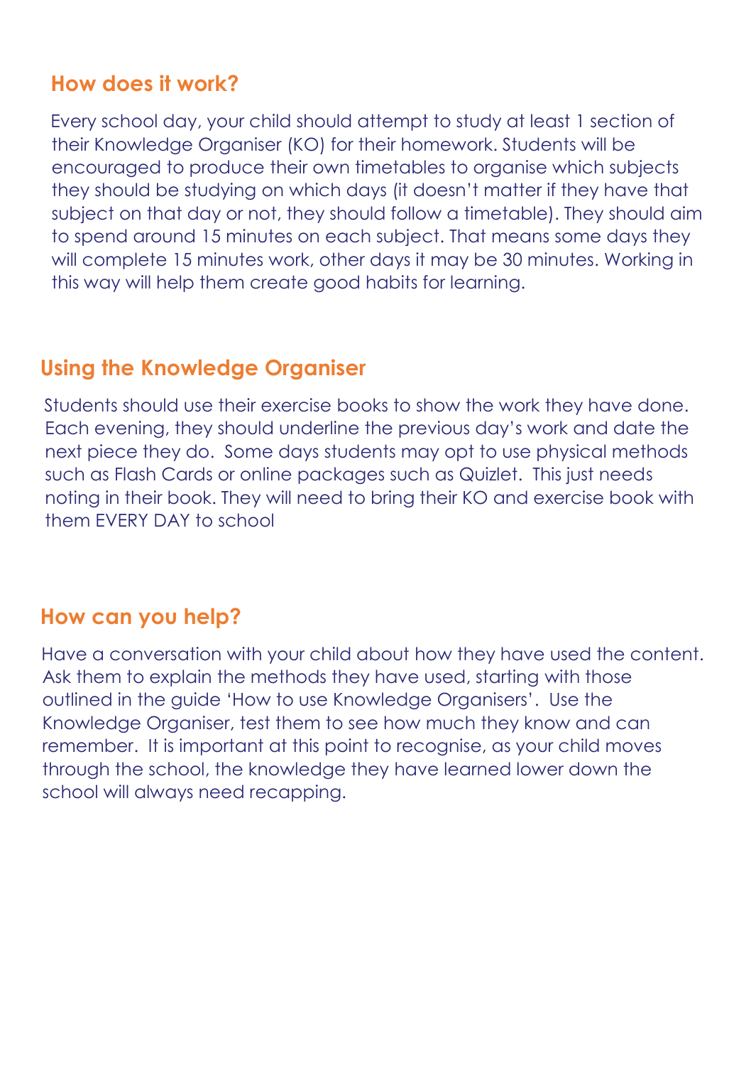## How does it work?

Every school day, your child should attempt to study at least 1 section of their Knowledge Organiser (KO) for their homework. Students will be encouraged to produce their own timetables to organise which subjects they should be studying on which days (it doesn't matter if they have that subject on that day or not, they should follow a timetable). They should aim to spend around 15 minutes on each subject. That means some days they will complete 15 minutes work, other days it may be 30 minutes. Working in this way will help them create good habits for learning.

## Using the Knowledge Organiser

Students should use their exercise books to show the work they have done. Each evening, they should underline the previous day's work and date the next piece they do. Some days students may opt to use physical methods such as Flash Cards or online packages such as Quizlet. This just needs noting in their book. They will need to bring their KO and exercise book with them EVERY DAY to school

## How can you help?

Have a conversation with your child about how they have used the content. Ask them to explain the methods they have used, starting with those outlined in the guide 'How to use Knowledge Organisers'. Use the Knowledge Organiser, test them to see how much they know and can remember. It is important at this point to recognise, as your child moves through the school, the knowledge they have learned lower down the school will always need recapping.